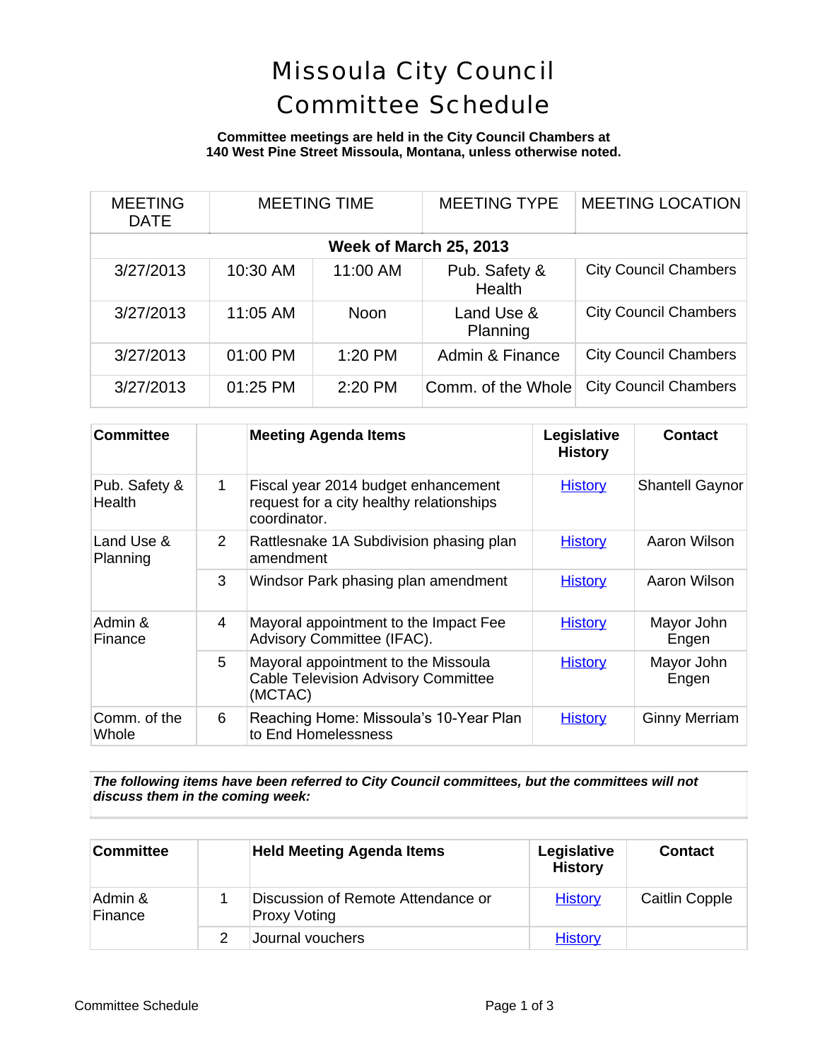# Missoula City Council Committee Schedule

**Committee meetings are held in the City Council Chambers at 140 West Pine Street Missoula, Montana, unless otherwise noted.**

| MEETING DATE | MEETING TIME | | MEETING TYPE | MEETING LOCATION |
|---|---|---|---|---|
| **Week of March 25, 2013** | | | | |
| 3/27/2013 | 10:30 AM | 11:00 AM | Pub. Safety & Health | City Council Chambers |
| 3/27/2013 | 11:05 AM | Noon | Land Use & Planning | City Council Chambers |
| 3/27/2013 | 01:00 PM | 1:20 PM | Admin & Finance | City Council Chambers |
| 3/27/2013 | 01:25 PM | 2:20 PM | Comm. of the Whole | City Council Chambers |

| Committee | | Meeting Agenda Items | Legislative History | Contact |
|---|---|---|---|---|
| Pub. Safety & Health | 1 | Fiscal year 2014 budget enhancement request for a city healthy relationships coordinator. | History | Shantell Gaynor |
| Land Use & Planning | 2 | Rattlesnake 1A Subdivision phasing plan amendment | History | Aaron Wilson |
| | 3 | Windsor Park phasing plan amendment | History | Aaron Wilson |
| Admin & Finance | 4 | Mayoral appointment to the Impact Fee Advisory Committee (IFAC). | History | Mayor John Engen |
| | 5 | Mayoral appointment to the Missoula Cable Television Advisory Committee (MCTAC) | History | Mayor John Engen |
| Comm. of the Whole | 6 | Reaching Home: Missoula's 10-Year Plan to End Homelessness | History | Ginny Merriam |

***The following items have been referred to City Council committees, but the committees will not discuss them in the coming week:***

| Committee | | Held Meeting Agenda Items | Legislative History | Contact |
|---|---|---|---|---|
| Admin & Finance | 1 | Discussion of Remote Attendance or Proxy Voting | History | Caitlin Copple |
| | 2 | Journal vouchers | History | |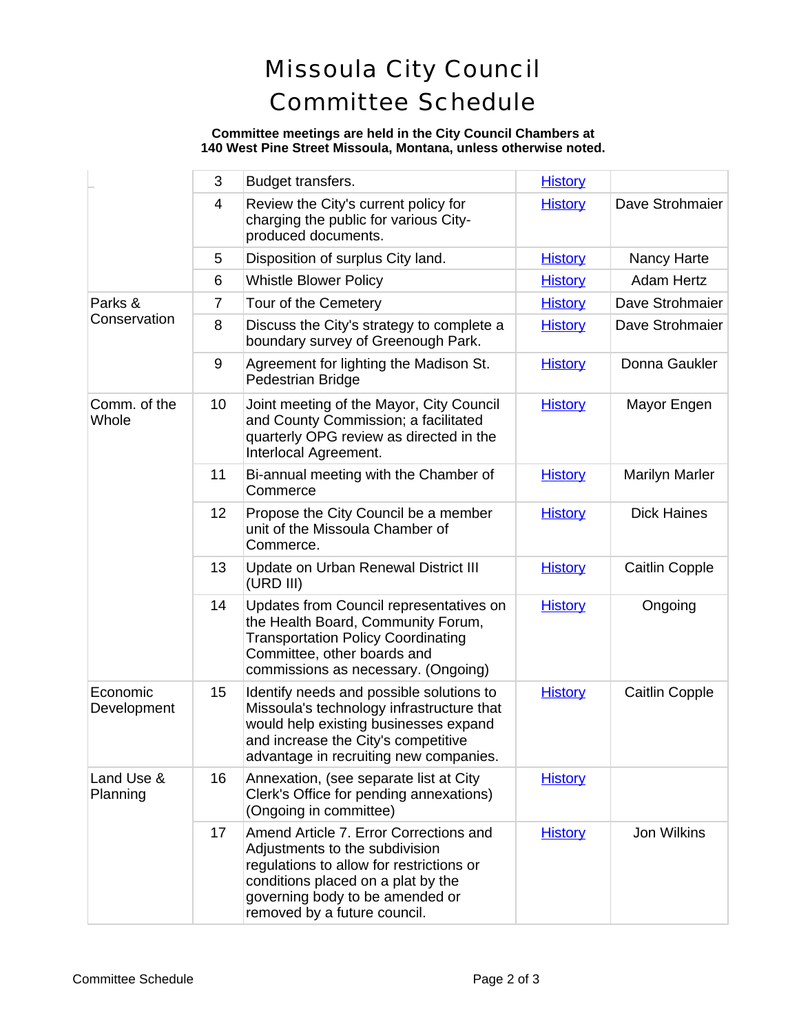# Missoula City Council Committee Schedule

**Committee meetings are held in the City Council Chambers at 140 West Pine Street Missoula, Montana, unless otherwise noted.**

| | | | | |
|---|---|---|---|---|
| | 3 | Budget transfers. | History | |
| | 4 | Review the City's current policy for charging the public for various City-produced documents. | History | Dave Strohmaier |
| | 5 | Disposition of surplus City land. | History | Nancy Harte |
| | 6 | Whistle Blower Policy | History | Adam Hertz |
| Parks & Conservation | 7 | Tour of the Cemetery | History | Dave Strohmaier |
| | 8 | Discuss the City's strategy to complete a boundary survey of Greenough Park. | History | Dave Strohmaier |
| | 9 | Agreement for lighting the Madison St. Pedestrian Bridge | History | Donna Gaukler |
| Comm. of the Whole | 10 | Joint meeting of the Mayor, City Council and County Commission; a facilitated quarterly OPG review as directed in the Interlocal Agreement. | History | Mayor Engen |
| | 11 | Bi-annual meeting with the Chamber of Commerce | History | Marilyn Marler |
| | 12 | Propose the City Council be a member unit of the Missoula Chamber of Commerce. | History | Dick Haines |
| | 13 | Update on Urban Renewal District III (URD III) | History | Caitlin Copple |
| | 14 | Updates from Council representatives on the Health Board, Community Forum, Transportation Policy Coordinating Committee, other boards and commissions as necessary. (Ongoing) | History | Ongoing |
| Economic Development | 15 | Identify needs and possible solutions to Missoula's technology infrastructure that would help existing businesses expand and increase the City's competitive advantage in recruiting new companies. | History | Caitlin Copple |
| Land Use & Planning | 16 | Annexation, (see separate list at City Clerk's Office for pending annexations) (Ongoing in committee) | History | |
| | 17 | Amend Article 7. Error Corrections and Adjustments to the subdivision regulations to allow for restrictions or conditions placed on a plat by the governing body to be amended or removed by a future council. | History | Jon Wilkins |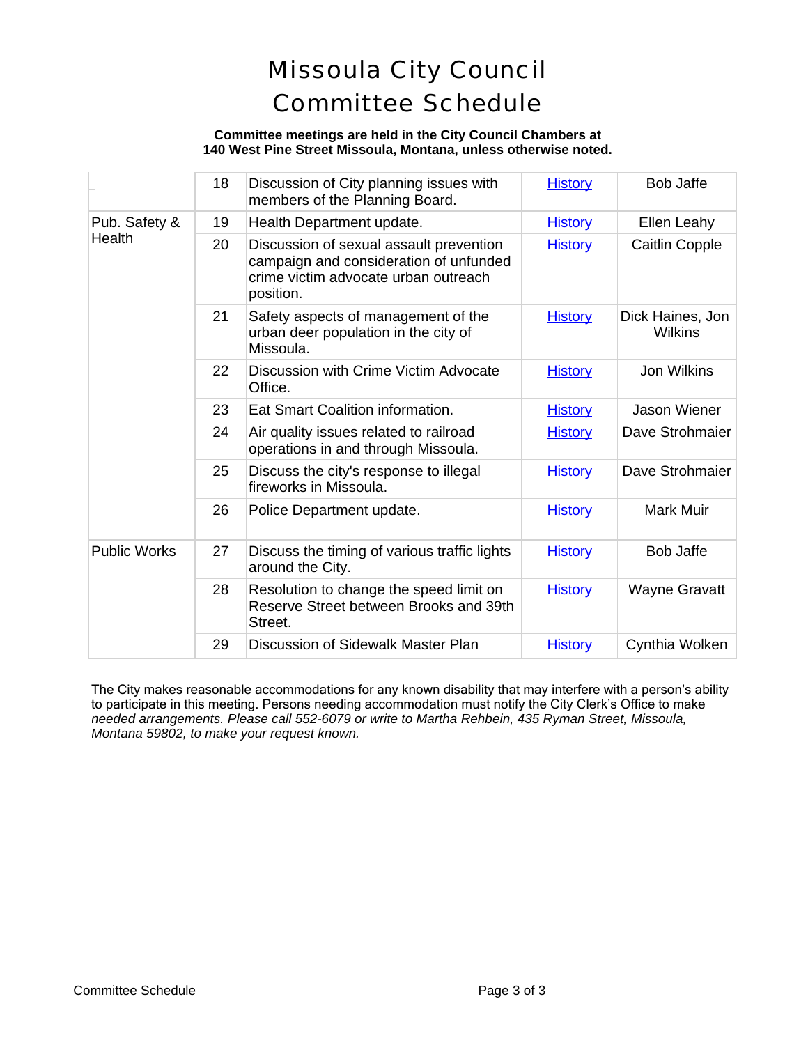# Missoula City Council Committee Schedule

**Committee meetings are held in the City Council Chambers at 140 West Pine Street Missoula, Montana, unless otherwise noted.**

| | | | | |
|---|---|---|---|---|
| | 18 | Discussion of City planning issues with members of the Planning Board. | History | Bob Jaffe |
| Pub. Safety & Health | 19 | Health Department update. | History | Ellen Leahy |
| | 20 | Discussion of sexual assault prevention campaign and consideration of unfunded crime victim advocate urban outreach position. | History | Caitlin Copple |
| | 21 | Safety aspects of management of the urban deer population in the city of Missoula. | History | Dick Haines, Jon Wilkins |
| | 22 | Discussion with Crime Victim Advocate Office. | History | Jon Wilkins |
| | 23 | Eat Smart Coalition information. | History | Jason Wiener |
| | 24 | Air quality issues related to railroad operations in and through Missoula. | History | Dave Strohmaier |
| | 25 | Discuss the city's response to illegal fireworks in Missoula. | History | Dave Strohmaier |
| | 26 | Police Department update. | History | Mark Muir |
| Public Works | 27 | Discuss the timing of various traffic lights around the City. | History | Bob Jaffe |
| | 28 | Resolution to change the speed limit on Reserve Street between Brooks and 39th Street. | History | Wayne Gravatt |
| | 29 | Discussion of Sidewalk Master Plan | History | Cynthia Wolken |

The City makes reasonable accommodations for any known disability that may interfere with a person's ability to participate in this meeting. Persons needing accommodation must notify the City Clerk's Office to make *needed arrangements. Please call 552-6079 or write to Martha Rehbein, 435 Ryman Street, Missoula, Montana 59802, to make your request known.*